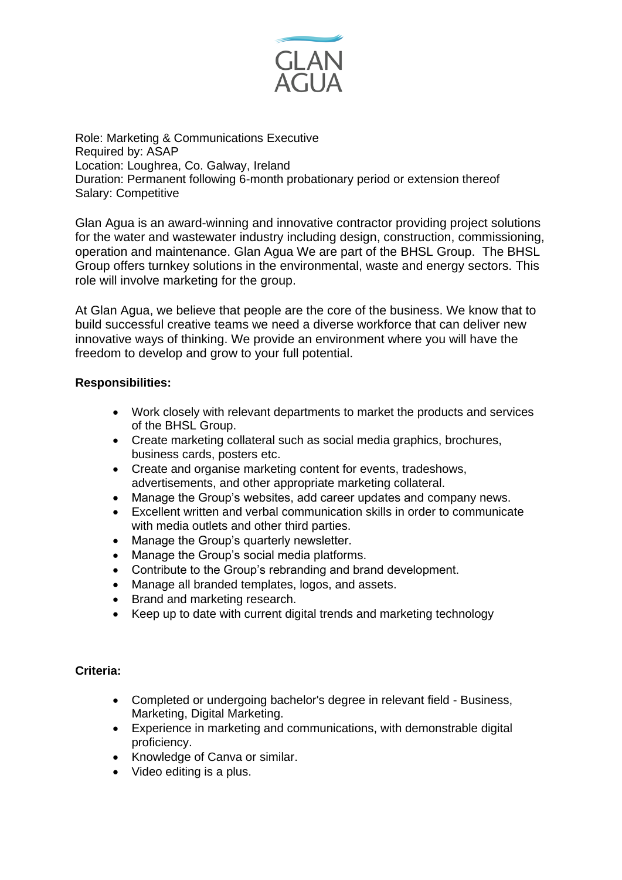GLAN AGUA

Role: Marketing & Communications Executive
Required by: ASAP
Location: Loughrea, Co. Galway, Ireland
Duration: Permanent following 6-month probationary period or extension thereof
Salary: Competitive

Glan Agua is an award-winning and innovative contractor providing project solutions for the water and wastewater industry including design, construction, commissioning, operation and maintenance. Glan Agua We are part of the BHSL Group. The BHSL Group offers turnkey solutions in the environmental, waste and energy sectors. This role will involve marketing for the group.

At Glan Agua, we believe that people are the core of the business. We know that to build successful creative teams we need a diverse workforce that can deliver new innovative ways of thinking. We provide an environment where you will have the freedom to develop and grow to your full potential.

**Responsibilities:**

- Work closely with relevant departments to market the products and services of the BHSL Group.
- Create marketing collateral such as social media graphics, brochures, business cards, posters etc.
- Create and organise marketing content for events, tradeshows, advertisements, and other appropriate marketing collateral.
- Manage the Group's websites, add career updates and company news.
- Excellent written and verbal communication skills in order to communicate with media outlets and other third parties.
- Manage the Group's quarterly newsletter.
- Manage the Group's social media platforms.
- Contribute to the Group's rebranding and brand development.
- Manage all branded templates, logos, and assets.
- Brand and marketing research.
- Keep up to date with current digital trends and marketing technology

**Criteria:**

- Completed or undergoing bachelor's degree in relevant field - Business, Marketing, Digital Marketing.
- Experience in marketing and communications, with demonstrable digital proficiency.
- Knowledge of Canva or similar.
- Video editing is a plus.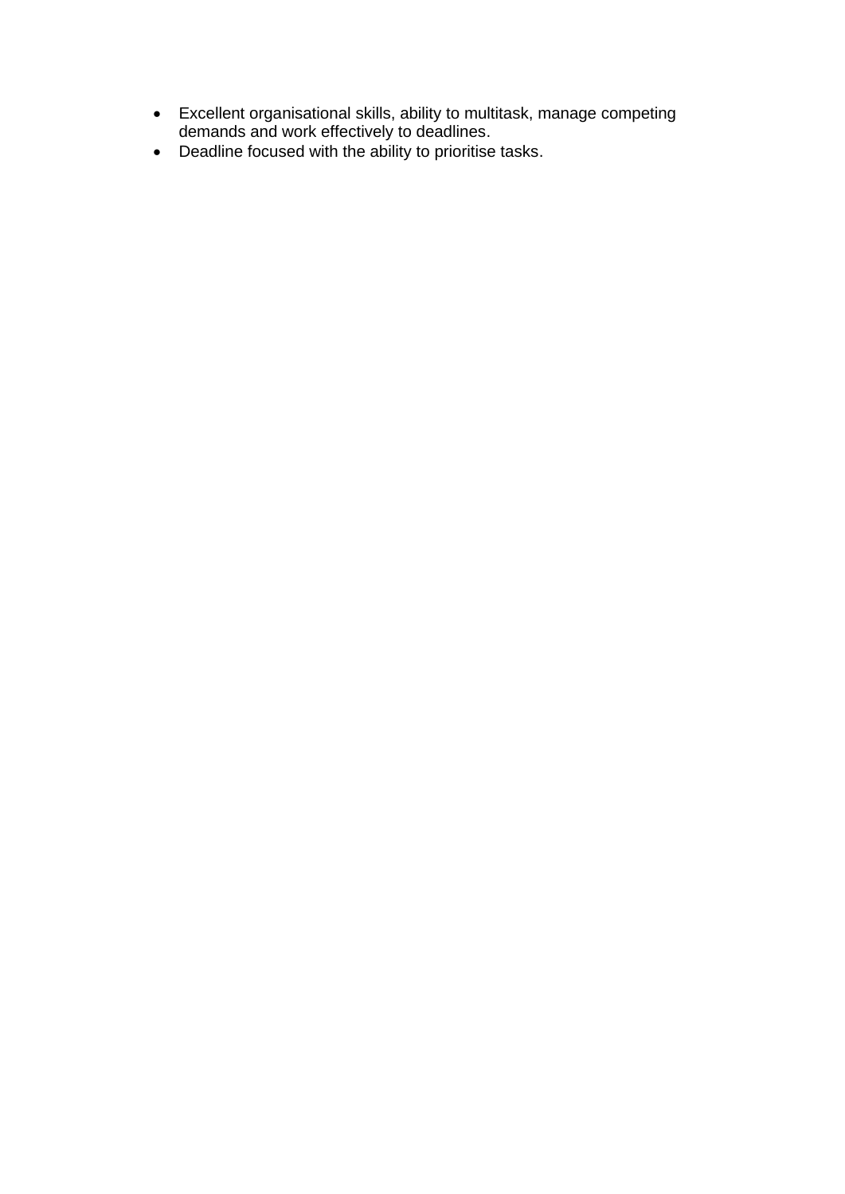- Excellent organisational skills, ability to multitask, manage competing demands and work effectively to deadlines.
- Deadline focused with the ability to prioritise tasks.